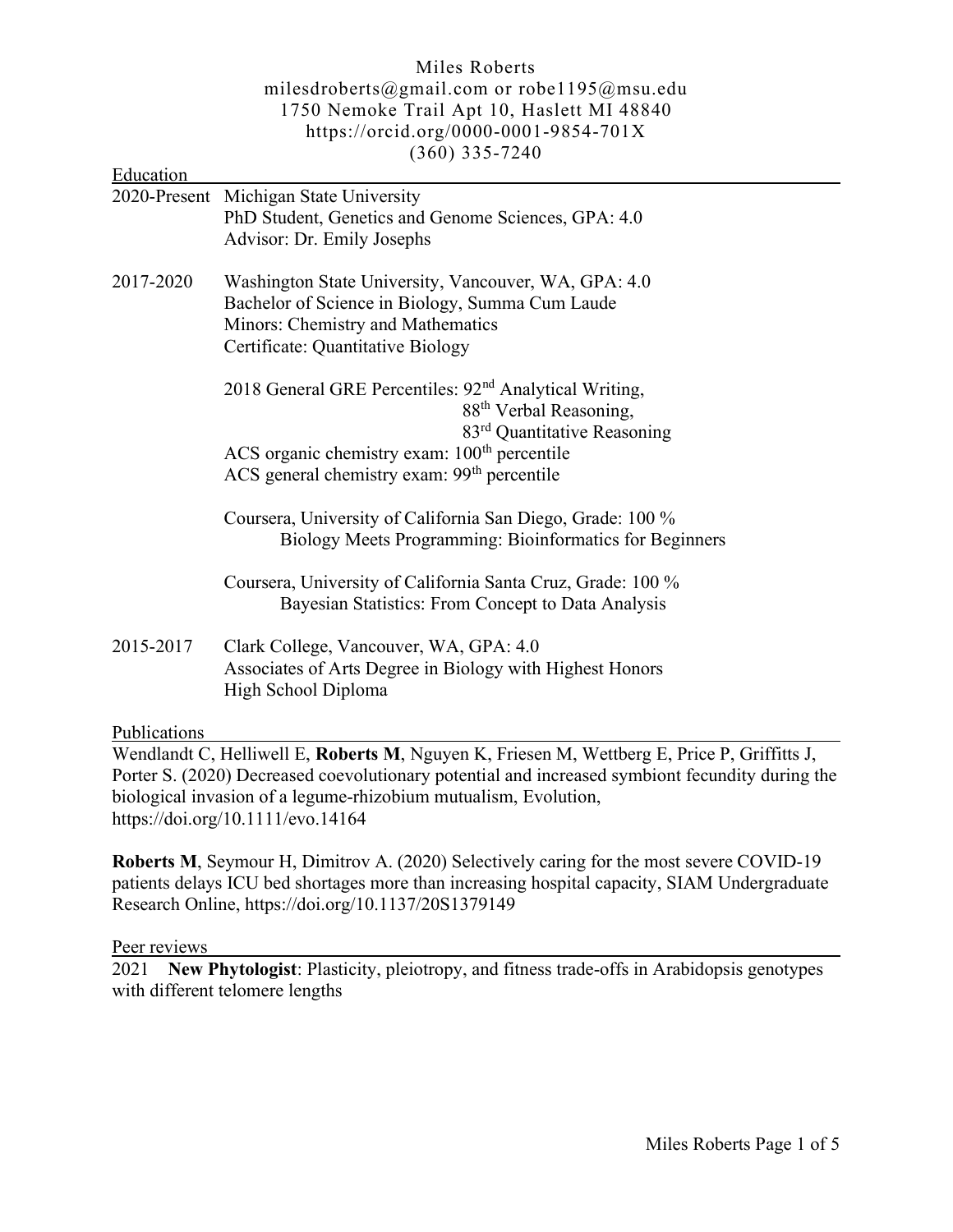# Miles Roberts

milesdroberts@gmail.com or robe1195@msu.edu
1750 Nemoke Trail Apt 10, Haslett MI 48840
https://orcid.org/0000-0001-9854-701X
(360) 335-7240

## Education

**2020-Present** Michigan State University
PhD Student, Genetics and Genome Sciences, GPA: 4.0
Advisor: Dr. Emily Josephs

**2017-2020** Washington State University, Vancouver, WA, GPA: 4.0
Bachelor of Science in Biology, Summa Cum Laude
Minors: Chemistry and Mathematics
Certificate: Quantitative Biology

2018 General GRE Percentiles: 92nd Analytical Writing,
88th Verbal Reasoning,
83rd Quantitative Reasoning

ACS organic chemistry exam: 100th percentile
ACS general chemistry exam: 99th percentile

Coursera, University of California San Diego, Grade: 100 %
Biology Meets Programming: Bioinformatics for Beginners

Coursera, University of California Santa Cruz, Grade: 100 %
Bayesian Statistics: From Concept to Data Analysis

**2015-2017** Clark College, Vancouver, WA, GPA: 4.0
Associates of Arts Degree in Biology with Highest Honors
High School Diploma

## Publications

Wendlandt C, Helliwell E, **Roberts M**, Nguyen K, Friesen M, Wettberg E, Price P, Griffitts J, Porter S. (2020) Decreased coevolutionary potential and increased symbiont fecundity during the biological invasion of a legume-rhizobium mutualism, Evolution, https://doi.org/10.1111/evo.14164

**Roberts M**, Seymour H, Dimitrov A. (2020) Selectively caring for the most severe COVID-19 patients delays ICU bed shortages more than increasing hospital capacity, SIAM Undergraduate Research Online, https://doi.org/10.1137/20S1379149

## Peer reviews

2021 **New Phytologist**: Plasticity, pleiotropy, and fitness trade-offs in Arabidopsis genotypes with different telomere lengths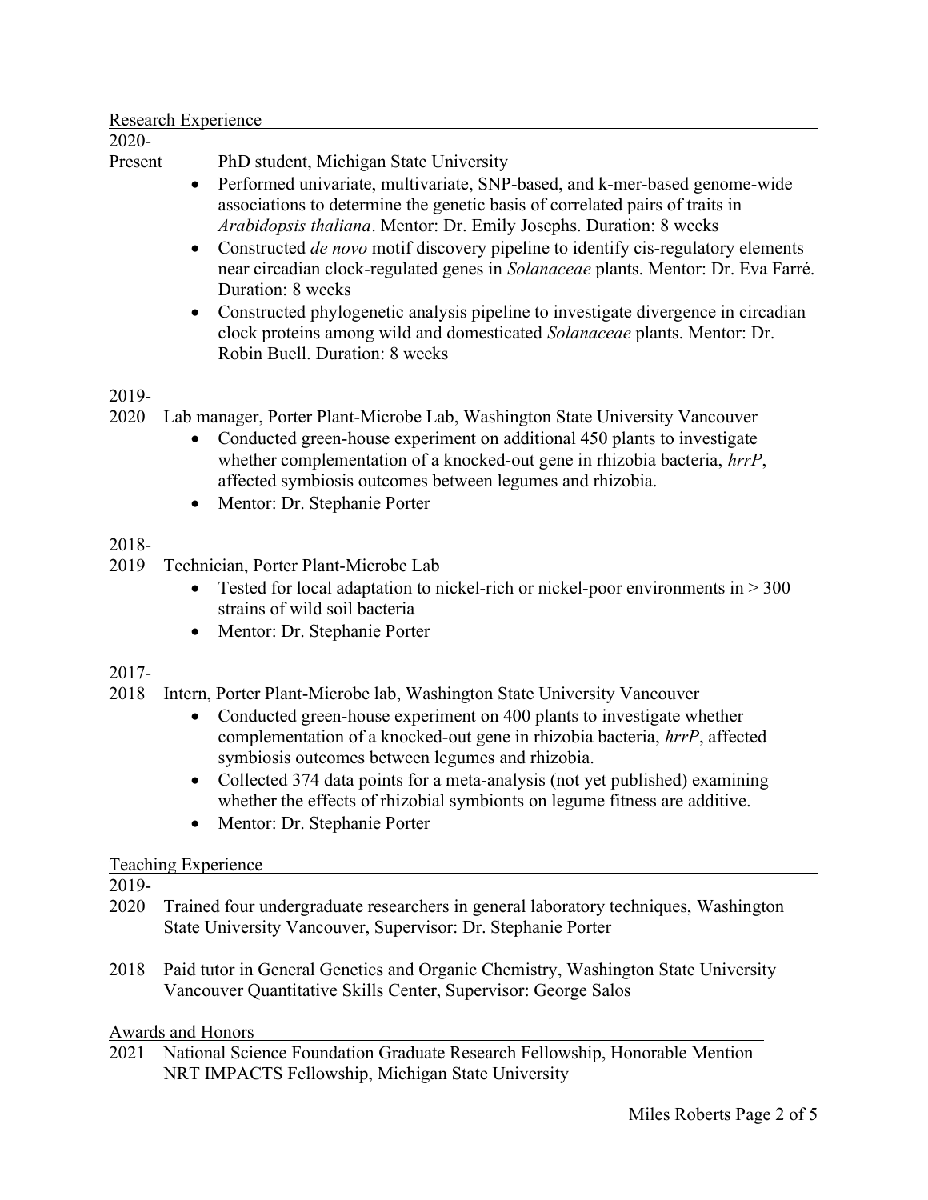## Research Experience

**2020-Present** PhD student, Michigan State University

- Performed univariate, multivariate, SNP-based, and k-mer-based genome-wide associations to determine the genetic basis of correlated pairs of traits in *Arabidopsis thaliana*. Mentor: Dr. Emily Josephs. Duration: 8 weeks
- Constructed *de novo* motif discovery pipeline to identify cis-regulatory elements near circadian clock-regulated genes in *Solanaceae* plants. Mentor: Dr. Eva Farré. Duration: 8 weeks
- Constructed phylogenetic analysis pipeline to investigate divergence in circadian clock proteins among wild and domesticated *Solanaceae* plants. Mentor: Dr. Robin Buell. Duration: 8 weeks

**2019-2020** Lab manager, Porter Plant-Microbe Lab, Washington State University Vancouver

- Conducted green-house experiment on additional 450 plants to investigate whether complementation of a knocked-out gene in rhizobia bacteria, *hrrP*, affected symbiosis outcomes between legumes and rhizobia.
- Mentor: Dr. Stephanie Porter

**2018-2019** Technician, Porter Plant-Microbe Lab

- Tested for local adaptation to nickel-rich or nickel-poor environments in > 300 strains of wild soil bacteria
- Mentor: Dr. Stephanie Porter

**2017-2018** Intern, Porter Plant-Microbe lab, Washington State University Vancouver

- Conducted green-house experiment on 400 plants to investigate whether complementation of a knocked-out gene in rhizobia bacteria, *hrrP*, affected symbiosis outcomes between legumes and rhizobia.
- Collected 374 data points for a meta-analysis (not yet published) examining whether the effects of rhizobial symbionts on legume fitness are additive.
- Mentor: Dr. Stephanie Porter

## Teaching Experience

**2019-2020** Trained four undergraduate researchers in general laboratory techniques, Washington State University Vancouver, Supervisor: Dr. Stephanie Porter

**2018** Paid tutor in General Genetics and Organic Chemistry, Washington State University Vancouver Quantitative Skills Center, Supervisor: George Salos

## Awards and Honors

**2021** National Science Foundation Graduate Research Fellowship, Honorable Mention
NRT IMPACTS Fellowship, Michigan State University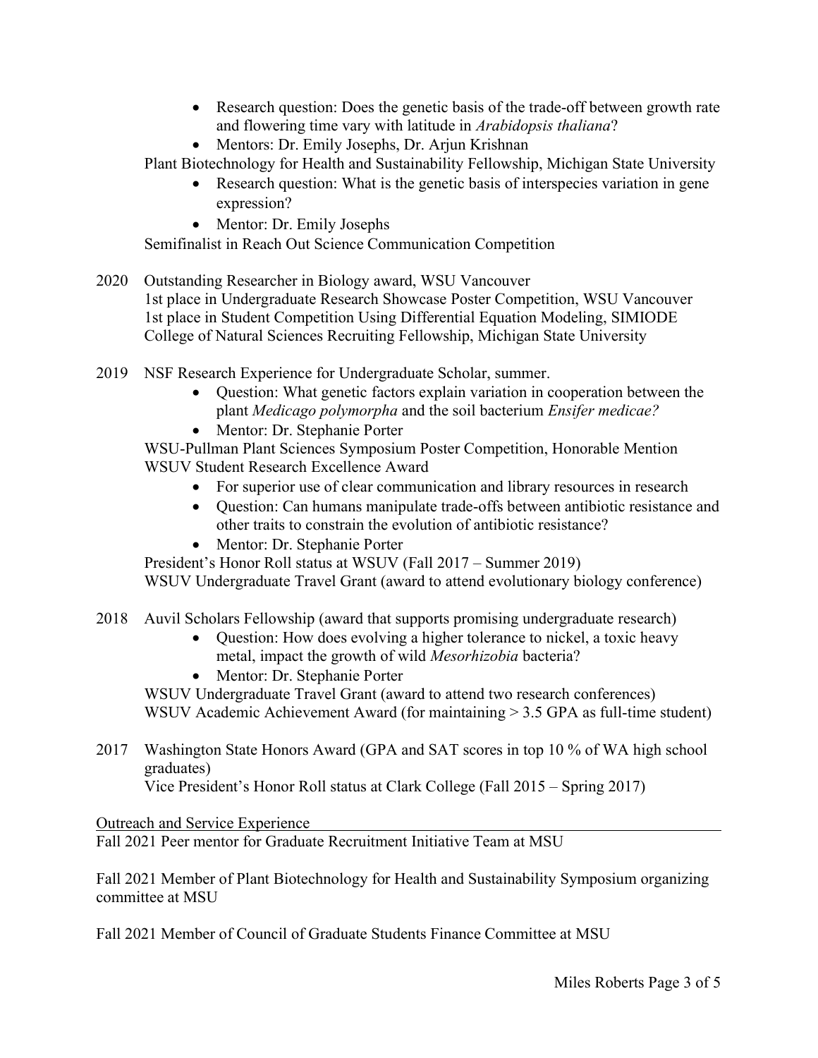- Research question: Does the genetic basis of the trade-off between growth rate and flowering time vary with latitude in *Arabidopsis thaliana*?
- Mentors: Dr. Emily Josephs, Dr. Arjun Krishnan

Plant Biotechnology for Health and Sustainability Fellowship, Michigan State University

- Research question: What is the genetic basis of interspecies variation in gene expression?
- Mentor: Dr. Emily Josephs

Semifinalist in Reach Out Science Communication Competition

2020 Outstanding Researcher in Biology award, WSU Vancouver
1st place in Undergraduate Research Showcase Poster Competition, WSU Vancouver
1st place in Student Competition Using Differential Equation Modeling, SIMIODE
College of Natural Sciences Recruiting Fellowship, Michigan State University

2019 NSF Research Experience for Undergraduate Scholar, summer.

- Question: What genetic factors explain variation in cooperation between the plant *Medicago polymorpha* and the soil bacterium *Ensifer medicae?*
- Mentor: Dr. Stephanie Porter

WSU-Pullman Plant Sciences Symposium Poster Competition, Honorable Mention
WSUV Student Research Excellence Award

- For superior use of clear communication and library resources in research
- Question: Can humans manipulate trade-offs between antibiotic resistance and other traits to constrain the evolution of antibiotic resistance?
- Mentor: Dr. Stephanie Porter

President's Honor Roll status at WSUV (Fall 2017 – Summer 2019)
WSUV Undergraduate Travel Grant (award to attend evolutionary biology conference)

2018 Auvil Scholars Fellowship (award that supports promising undergraduate research)

- Question: How does evolving a higher tolerance to nickel, a toxic heavy metal, impact the growth of wild *Mesorhizobia* bacteria?
- Mentor: Dr. Stephanie Porter

WSUV Undergraduate Travel Grant (award to attend two research conferences)
WSUV Academic Achievement Award (for maintaining > 3.5 GPA as full-time student)

2017 Washington State Honors Award (GPA and SAT scores in top 10 % of WA high school graduates)
Vice President's Honor Roll status at Clark College (Fall 2015 – Spring 2017)

## Outreach and Service Experience

Fall 2021 Peer mentor for Graduate Recruitment Initiative Team at MSU

Fall 2021 Member of Plant Biotechnology for Health and Sustainability Symposium organizing committee at MSU

Fall 2021 Member of Council of Graduate Students Finance Committee at MSU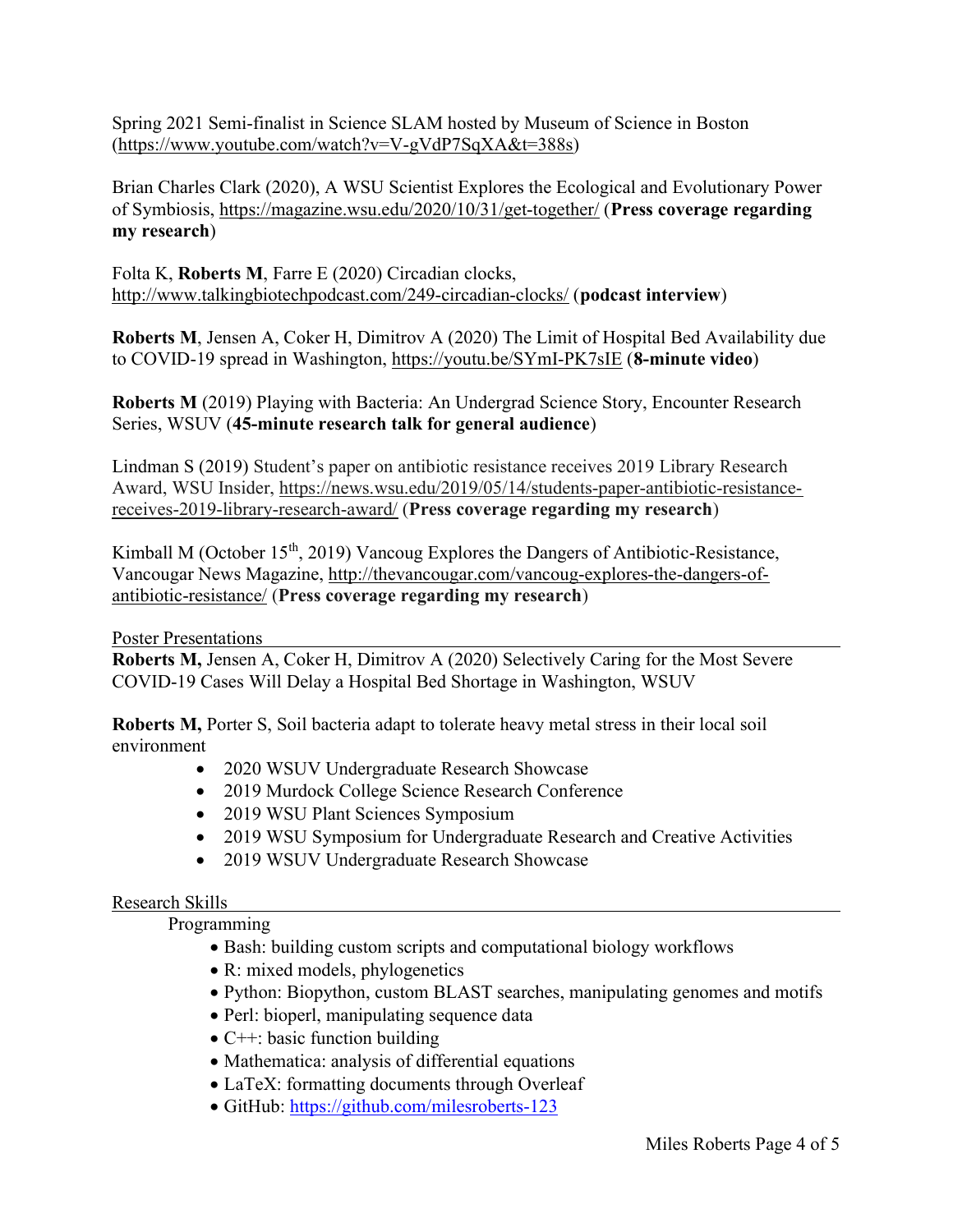Spring 2021 Semi-finalist in Science SLAM hosted by Museum of Science in Boston (https://www.youtube.com/watch?v=V-gVdP7SqXA&t=388s)

Brian Charles Clark (2020), A WSU Scientist Explores the Ecological and Evolutionary Power of Symbiosis, https://magazine.wsu.edu/2020/10/31/get-together/ (**Press coverage regarding my research**)

Folta K, **Roberts M**, Farre E (2020) Circadian clocks, http://www.talkingbiotechpodcast.com/249-circadian-clocks/ (**podcast interview**)

**Roberts M**, Jensen A, Coker H, Dimitrov A (2020) The Limit of Hospital Bed Availability due to COVID-19 spread in Washington, https://youtu.be/SYmI-PK7sIE (**8-minute video**)

**Roberts M** (2019) Playing with Bacteria: An Undergrad Science Story, Encounter Research Series, WSUV (**45-minute research talk for general audience**)

Lindman S (2019) Student's paper on antibiotic resistance receives 2019 Library Research Award, WSU Insider, https://news.wsu.edu/2019/05/14/students-paper-antibiotic-resistance-receives-2019-library-research-award/ (**Press coverage regarding my research**)

Kimball M (October 15th, 2019) Vancoug Explores the Dangers of Antibiotic-Resistance, Vancougar News Magazine, http://thevancougar.com/vancoug-explores-the-dangers-of-antibiotic-resistance/ (**Press coverage regarding my research**)

## Poster Presentations

**Roberts M,** Jensen A, Coker H, Dimitrov A (2020) Selectively Caring for the Most Severe COVID-19 Cases Will Delay a Hospital Bed Shortage in Washington, WSUV

**Roberts M,** Porter S, Soil bacteria adapt to tolerate heavy metal stress in their local soil environment

- 2020 WSUV Undergraduate Research Showcase
- 2019 Murdock College Science Research Conference
- 2019 WSU Plant Sciences Symposium
- 2019 WSU Symposium for Undergraduate Research and Creative Activities
- 2019 WSUV Undergraduate Research Showcase

## Research Skills

### Programming

- Bash: building custom scripts and computational biology workflows
- R: mixed models, phylogenetics
- Python: Biopython, custom BLAST searches, manipulating genomes and motifs
- Perl: bioperl, manipulating sequence data
- C++: basic function building
- Mathematica: analysis of differential equations
- LaTeX: formatting documents through Overleaf
- GitHub: https://github.com/milesroberts-123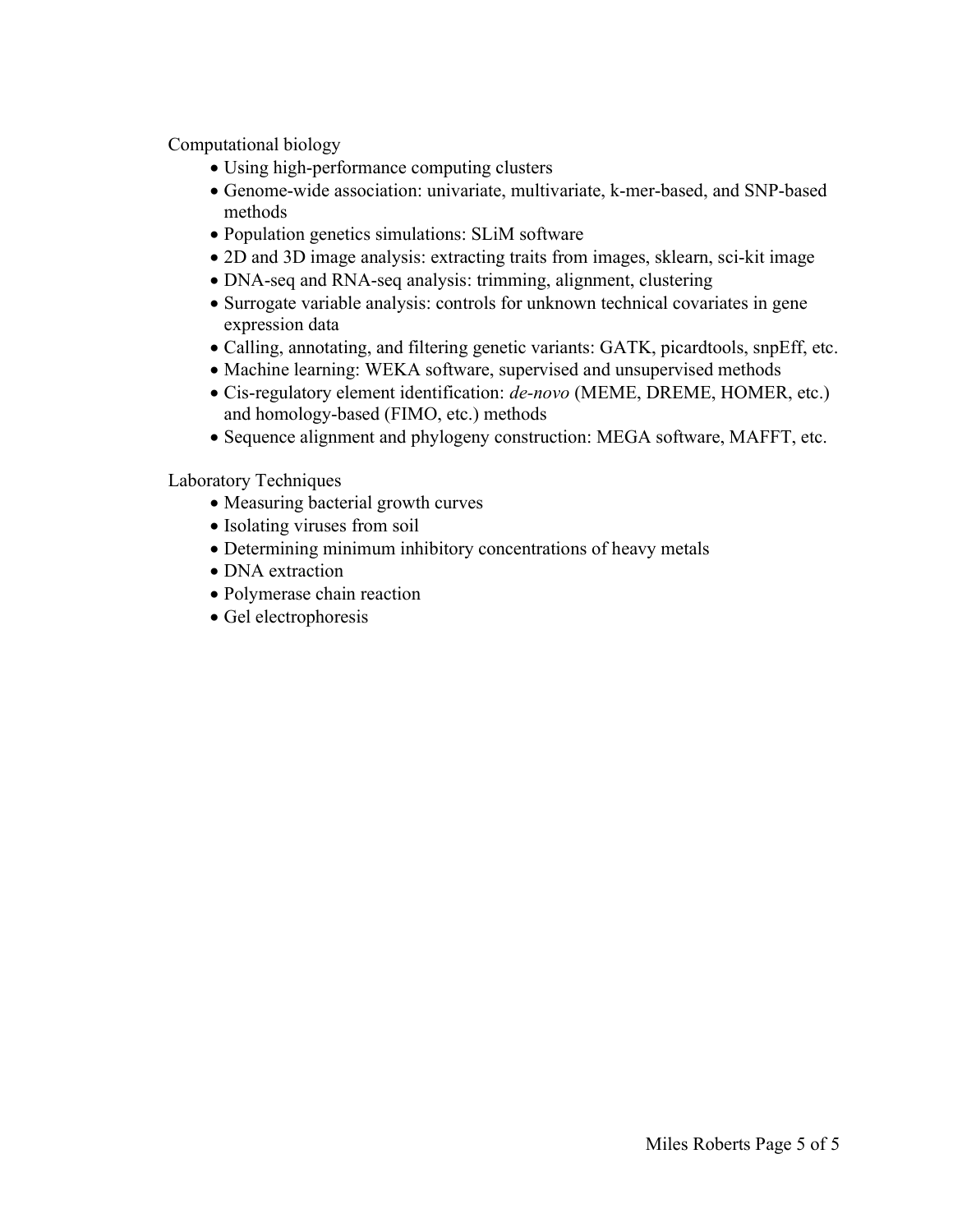Computational biology

- Using high-performance computing clusters
- Genome-wide association: univariate, multivariate, k-mer-based, and SNP-based methods
- Population genetics simulations: SLiM software
- 2D and 3D image analysis: extracting traits from images, sklearn, sci-kit image
- DNA-seq and RNA-seq analysis: trimming, alignment, clustering
- Surrogate variable analysis: controls for unknown technical covariates in gene expression data
- Calling, annotating, and filtering genetic variants: GATK, picardtools, snpEff, etc.
- Machine learning: WEKA software, supervised and unsupervised methods
- Cis-regulatory element identification: *de-novo* (MEME, DREME, HOMER, etc.) and homology-based (FIMO, etc.) methods
- Sequence alignment and phylogeny construction: MEGA software, MAFFT, etc.

Laboratory Techniques

- Measuring bacterial growth curves
- Isolating viruses from soil
- Determining minimum inhibitory concentrations of heavy metals
- DNA extraction
- Polymerase chain reaction
- Gel electrophoresis